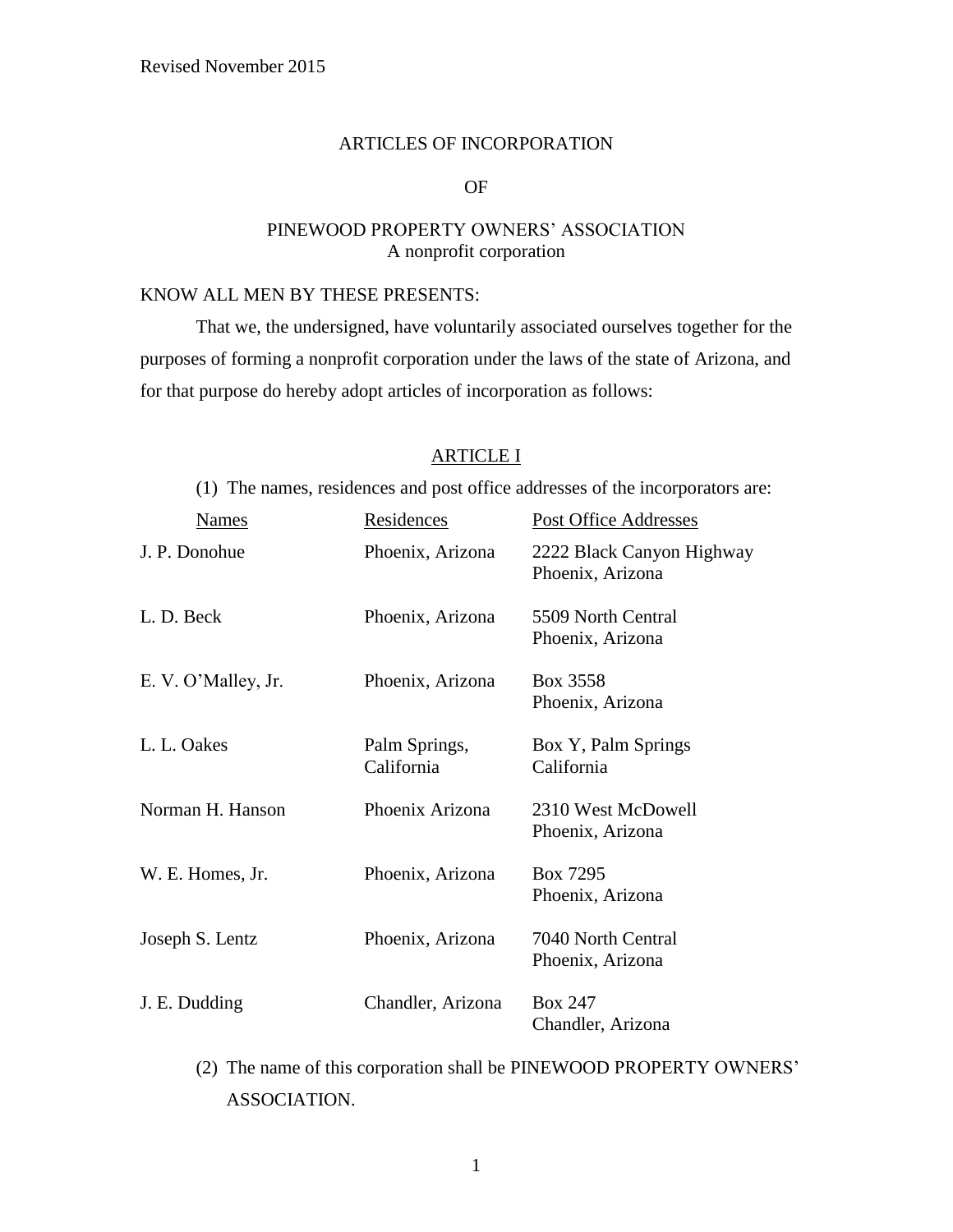Revised November 2015

# ARTICLES OF INCORPORATION

# OF

# PINEWOOD PROPERTY OWNERS' ASSOCIATION

A nonprofit corporation

KNOW ALL MEN BY THESE PRESENTS:

That we, the undersigned, have voluntarily associated ourselves together for the purposes of forming a nonprofit corporation under the laws of the state of Arizona, and for that purpose do hereby adopt articles of incorporation as follows:

## ARTICLE I

(1) The names, residences and post office addresses of the incorporators are:

| Names | Residences | Post Office Addresses |
|---|---|---|
| J. P. Donohue | Phoenix, Arizona | 2222 Black Canyon Highway Phoenix, Arizona |
| L. D. Beck | Phoenix, Arizona | 5509 North Central Phoenix, Arizona |
| E. V. O'Malley, Jr. | Phoenix, Arizona | Box 3558 Phoenix, Arizona |
| L. L. Oakes | Palm Springs, California | Box Y, Palm Springs California |
| Norman H. Hanson | Phoenix Arizona | 2310 West McDowell Phoenix, Arizona |
| W. E. Homes, Jr. | Phoenix, Arizona | Box 7295 Phoenix, Arizona |
| Joseph S. Lentz | Phoenix, Arizona | 7040 North Central Phoenix, Arizona |
| J. E. Dudding | Chandler, Arizona | Box 247 Chandler, Arizona |

(2) The name of this corporation shall be PINEWOOD PROPERTY OWNERS' ASSOCIATION.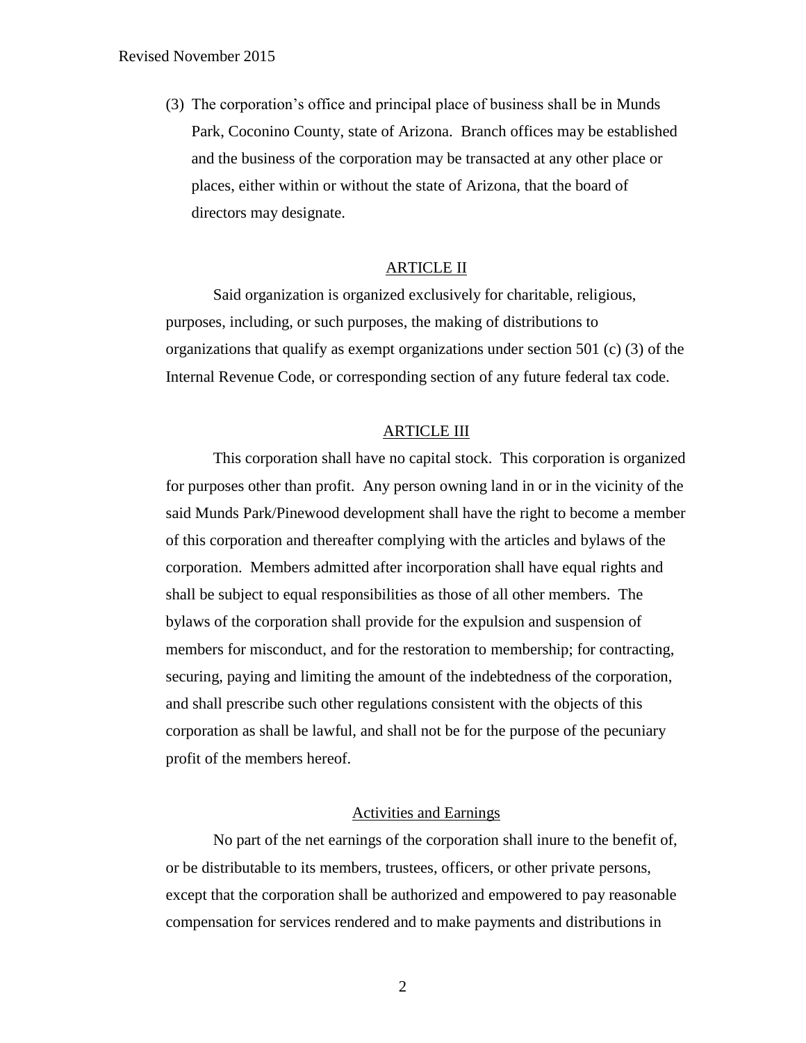(3) The corporation's office and principal place of business shall be in Munds Park, Coconino County, state of Arizona. Branch offices may be established and the business of the corporation may be transacted at any other place or places, either within or without the state of Arizona, that the board of directors may designate.

## ARTICLE II

Said organization is organized exclusively for charitable, religious, purposes, including, or such purposes, the making of distributions to organizations that qualify as exempt organizations under section 501 (c) (3) of the Internal Revenue Code, or corresponding section of any future federal tax code.

## ARTICLE III

This corporation shall have no capital stock. This corporation is organized for purposes other than profit. Any person owning land in or in the vicinity of the said Munds Park/Pinewood development shall have the right to become a member of this corporation and thereafter complying with the articles and bylaws of the corporation. Members admitted after incorporation shall have equal rights and shall be subject to equal responsibilities as those of all other members. The bylaws of the corporation shall provide for the expulsion and suspension of members for misconduct, and for the restoration to membership; for contracting, securing, paying and limiting the amount of the indebtedness of the corporation, and shall prescribe such other regulations consistent with the objects of this corporation as shall be lawful, and shall not be for the purpose of the pecuniary profit of the members hereof.

### Activities and Earnings

No part of the net earnings of the corporation shall inure to the benefit of, or be distributable to its members, trustees, officers, or other private persons, except that the corporation shall be authorized and empowered to pay reasonable compensation for services rendered and to make payments and distributions in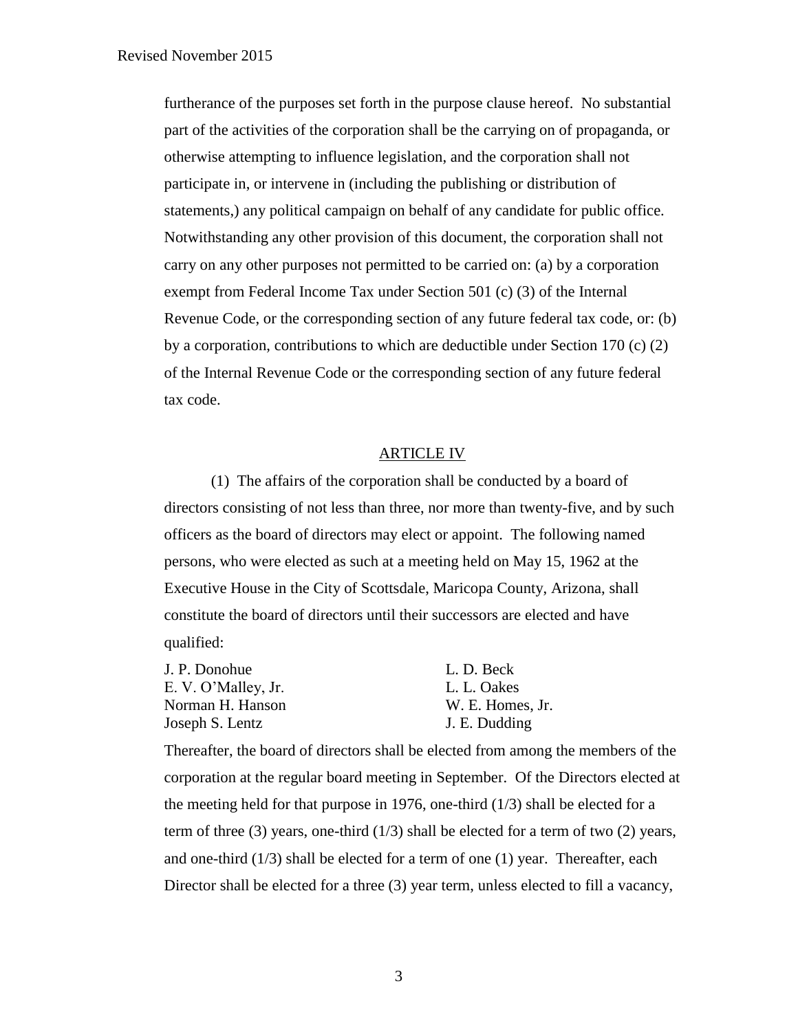furtherance of the purposes set forth in the purpose clause hereof. No substantial part of the activities of the corporation shall be the carrying on of propaganda, or otherwise attempting to influence legislation, and the corporation shall not participate in, or intervene in (including the publishing or distribution of statements,) any political campaign on behalf of any candidate for public office. Notwithstanding any other provision of this document, the corporation shall not carry on any other purposes not permitted to be carried on: (a) by a corporation exempt from Federal Income Tax under Section 501 (c) (3) of the Internal Revenue Code, or the corresponding section of any future federal tax code, or: (b) by a corporation, contributions to which are deductible under Section 170 (c) (2) of the Internal Revenue Code or the corresponding section of any future federal tax code.

## ARTICLE IV

(1) The affairs of the corporation shall be conducted by a board of directors consisting of not less than three, nor more than twenty-five, and by such officers as the board of directors may elect or appoint. The following named persons, who were elected as such at a meeting held on May 15, 1962 at the Executive House in the City of Scottsdale, Maricopa County, Arizona, shall constitute the board of directors until their successors are elected and have qualified:

J. P. Donohue
E. V. O'Malley, Jr.
Norman H. Hanson
Joseph S. Lentz
L. D. Beck
L. L. Oakes
W. E. Homes, Jr.
J. E. Dudding

Thereafter, the board of directors shall be elected from among the members of the corporation at the regular board meeting in September. Of the Directors elected at the meeting held for that purpose in 1976, one-third (1/3) shall be elected for a term of three (3) years, one-third (1/3) shall be elected for a term of two (2) years, and one-third (1/3) shall be elected for a term of one (1) year. Thereafter, each Director shall be elected for a three (3) year term, unless elected to fill a vacancy,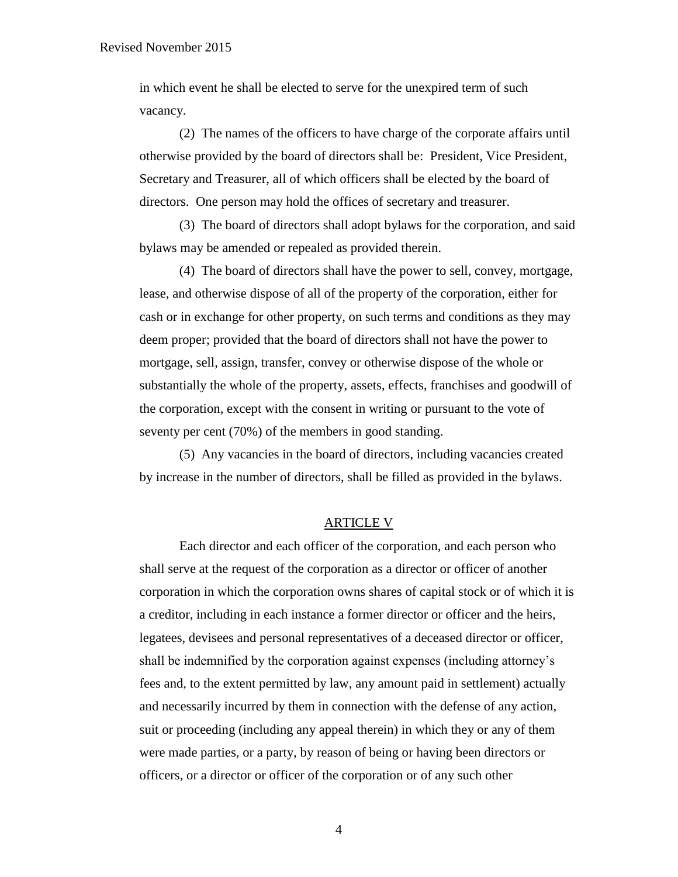in which event he shall be elected to serve for the unexpired term of such vacancy.

(2) The names of the officers to have charge of the corporate affairs until otherwise provided by the board of directors shall be: President, Vice President, Secretary and Treasurer, all of which officers shall be elected by the board of directors. One person may hold the offices of secretary and treasurer.

(3) The board of directors shall adopt bylaws for the corporation, and said bylaws may be amended or repealed as provided therein.

(4) The board of directors shall have the power to sell, convey, mortgage, lease, and otherwise dispose of all of the property of the corporation, either for cash or in exchange for other property, on such terms and conditions as they may deem proper; provided that the board of directors shall not have the power to mortgage, sell, assign, transfer, convey or otherwise dispose of the whole or substantially the whole of the property, assets, effects, franchises and goodwill of the corporation, except with the consent in writing or pursuant to the vote of seventy per cent (70%) of the members in good standing.

(5) Any vacancies in the board of directors, including vacancies created by increase in the number of directors, shall be filled as provided in the bylaws.

## ARTICLE V

Each director and each officer of the corporation, and each person who shall serve at the request of the corporation as a director or officer of another corporation in which the corporation owns shares of capital stock or of which it is a creditor, including in each instance a former director or officer and the heirs, legatees, devisees and personal representatives of a deceased director or officer, shall be indemnified by the corporation against expenses (including attorney's fees and, to the extent permitted by law, any amount paid in settlement) actually and necessarily incurred by them in connection with the defense of any action, suit or proceeding (including any appeal therein) in which they or any of them were made parties, or a party, by reason of being or having been directors or officers, or a director or officer of the corporation or of any such other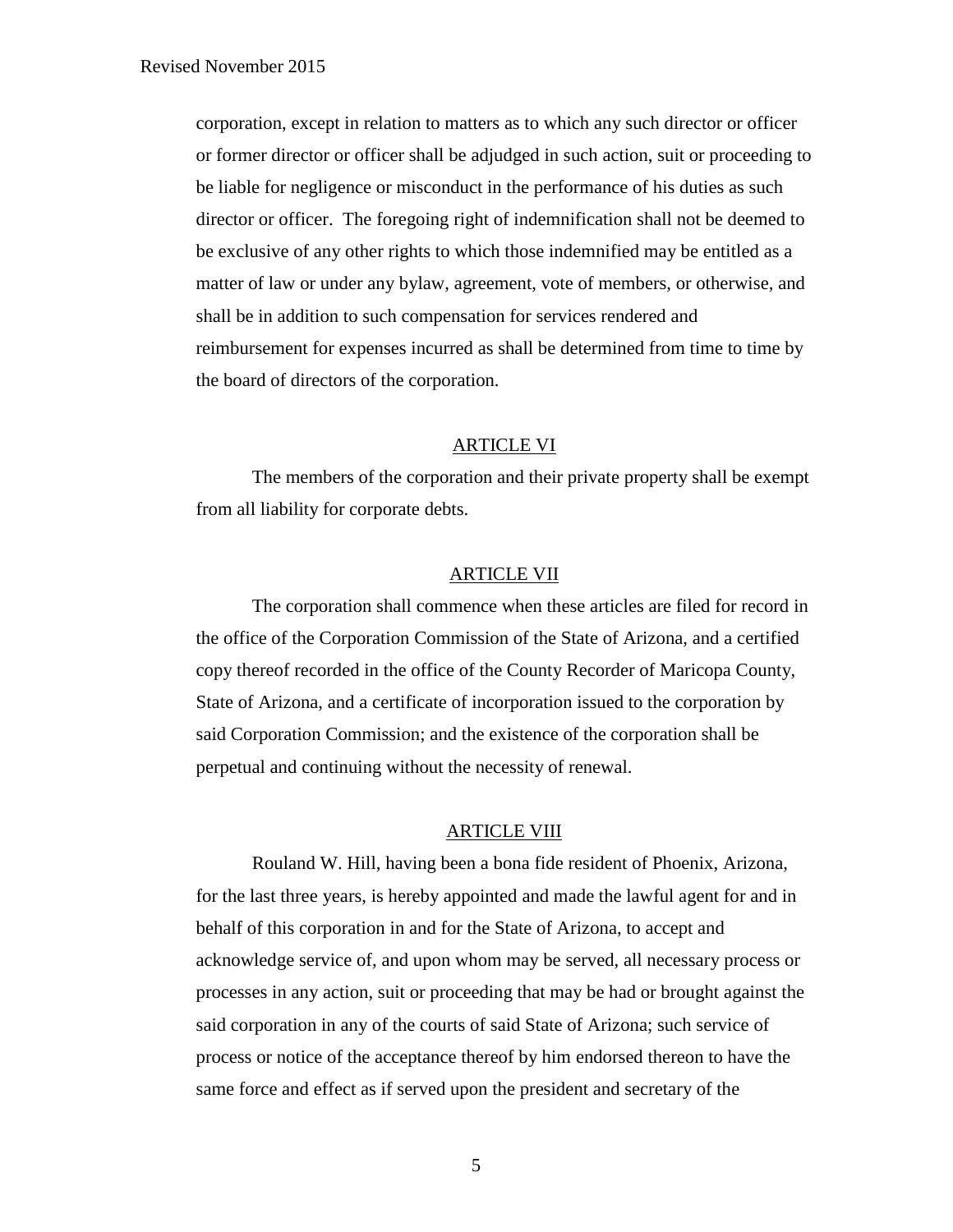corporation, except in relation to matters as to which any such director or officer or former director or officer shall be adjudged in such action, suit or proceeding to be liable for negligence or misconduct in the performance of his duties as such director or officer. The foregoing right of indemnification shall not be deemed to be exclusive of any other rights to which those indemnified may be entitled as a matter of law or under any bylaw, agreement, vote of members, or otherwise, and shall be in addition to such compensation for services rendered and reimbursement for expenses incurred as shall be determined from time to time by the board of directors of the corporation.

## ARTICLE VI

The members of the corporation and their private property shall be exempt from all liability for corporate debts.

## ARTICLE VII

The corporation shall commence when these articles are filed for record in the office of the Corporation Commission of the State of Arizona, and a certified copy thereof recorded in the office of the County Recorder of Maricopa County, State of Arizona, and a certificate of incorporation issued to the corporation by said Corporation Commission; and the existence of the corporation shall be perpetual and continuing without the necessity of renewal.

## ARTICLE VIII

Rouland W. Hill, having been a bona fide resident of Phoenix, Arizona, for the last three years, is hereby appointed and made the lawful agent for and in behalf of this corporation in and for the State of Arizona, to accept and acknowledge service of, and upon whom may be served, all necessary process or processes in any action, suit or proceeding that may be had or brought against the said corporation in any of the courts of said State of Arizona; such service of process or notice of the acceptance thereof by him endorsed thereon to have the same force and effect as if served upon the president and secretary of the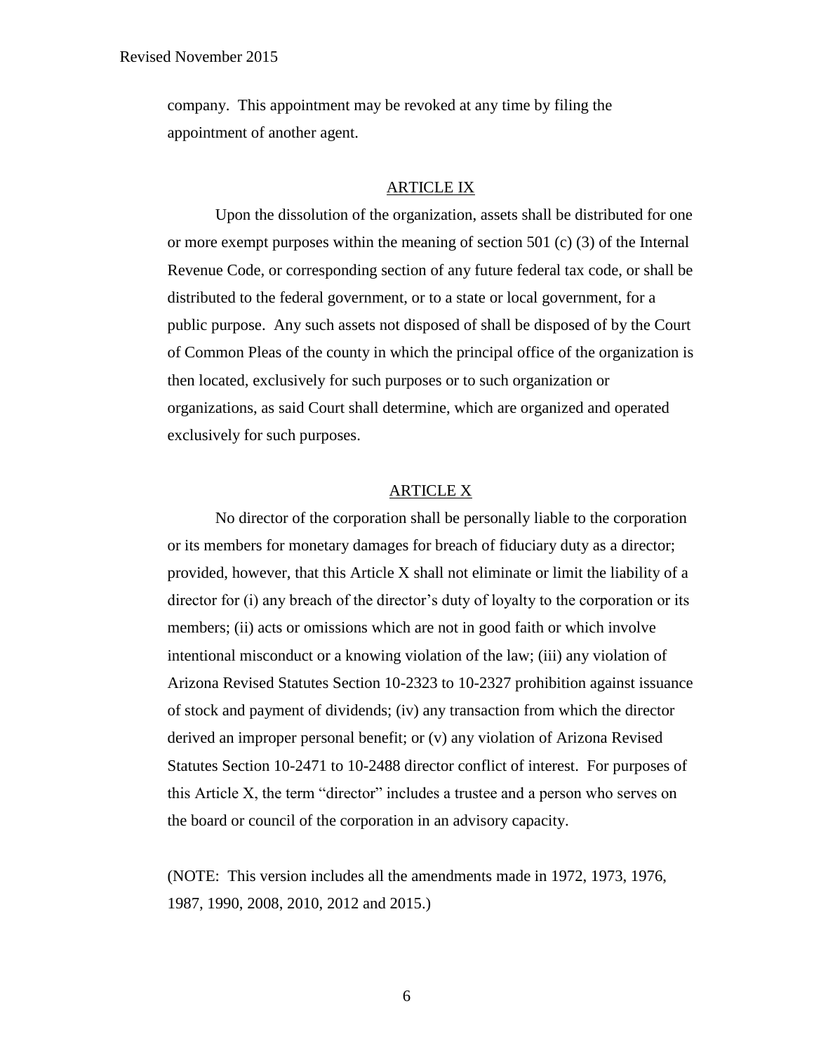company. This appointment may be revoked at any time by filing the appointment of another agent.

## ARTICLE IX

Upon the dissolution of the organization, assets shall be distributed for one or more exempt purposes within the meaning of section 501 (c) (3) of the Internal Revenue Code, or corresponding section of any future federal tax code, or shall be distributed to the federal government, or to a state or local government, for a public purpose. Any such assets not disposed of shall be disposed of by the Court of Common Pleas of the county in which the principal office of the organization is then located, exclusively for such purposes or to such organization or organizations, as said Court shall determine, which are organized and operated exclusively for such purposes.

## ARTICLE X

No director of the corporation shall be personally liable to the corporation or its members for monetary damages for breach of fiduciary duty as a director; provided, however, that this Article X shall not eliminate or limit the liability of a director for (i) any breach of the director's duty of loyalty to the corporation or its members; (ii) acts or omissions which are not in good faith or which involve intentional misconduct or a knowing violation of the law; (iii) any violation of Arizona Revised Statutes Section 10-2323 to 10-2327 prohibition against issuance of stock and payment of dividends; (iv) any transaction from which the director derived an improper personal benefit; or (v) any violation of Arizona Revised Statutes Section 10-2471 to 10-2488 director conflict of interest. For purposes of this Article X, the term "director" includes a trustee and a person who serves on the board or council of the corporation in an advisory capacity.

(NOTE: This version includes all the amendments made in 1972, 1973, 1976, 1987, 1990, 2008, 2010, 2012 and 2015.)